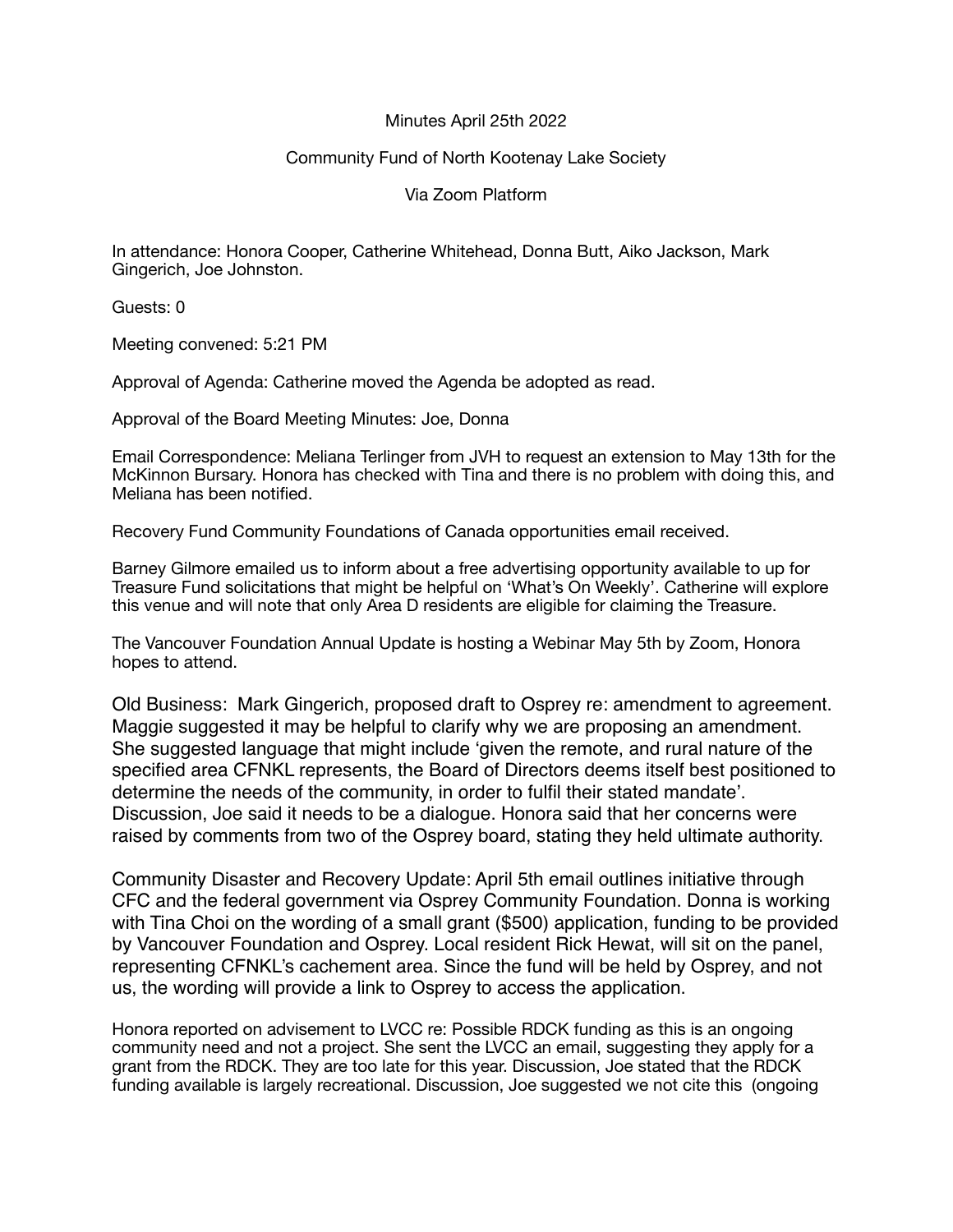Minutes April 25th 2022

Community Fund of North Kootenay Lake Society

Via Zoom Platform

In attendance: Honora Cooper, Catherine Whitehead, Donna Butt, Aiko Jackson, Mark Gingerich, Joe Johnston.

Guests: 0

Meeting convened: 5:21 PM

Approval of Agenda: Catherine moved the Agenda be adopted as read.

Approval of the Board Meeting Minutes: Joe, Donna

Email Correspondence: Meliana Terlinger from JVH to request an extension to May 13th for the McKinnon Bursary. Honora has checked with Tina and there is no problem with doing this, and Meliana has been notified.

Recovery Fund Community Foundations of Canada opportunities email received.

Barney Gilmore emailed us to inform about a free advertising opportunity available to up for Treasure Fund solicitations that might be helpful on 'What's On Weekly'. Catherine will explore this venue and will note that only Area D residents are eligible for claiming the Treasure.

The Vancouver Foundation Annual Update is hosting a Webinar May 5th by Zoom, Honora hopes to attend.

Old Business: Mark Gingerich, proposed draft to Osprey re: amendment to agreement. Maggie suggested it may be helpful to clarify why we are proposing an amendment. She suggested language that might include 'given the remote, and rural nature of the specified area CFNKL represents, the Board of Directors deems itself best positioned to determine the needs of the community, in order to fulfil their stated mandate'. Discussion, Joe said it needs to be a dialogue. Honora said that her concerns were raised by comments from two of the Osprey board, stating they held ultimate authority.

Community Disaster and Recovery Update: April 5th email outlines initiative through CFC and the federal government via Osprey Community Foundation. Donna is working with Tina Choi on the wording of a small grant ($500) application, funding to be provided by Vancouver Foundation and Osprey. Local resident Rick Hewat, will sit on the panel, representing CFNKL's cachement area. Since the fund will be held by Osprey, and not us, the wording will provide a link to Osprey to access the application.

Honora reported on advisement to LVCC re: Possible RDCK funding as this is an ongoing community need and not a project. She sent the LVCC an email, suggesting they apply for a grant from the RDCK. They are too late for this year. Discussion, Joe stated that the RDCK funding available is largely recreational. Discussion, Joe suggested we not cite this (ongoing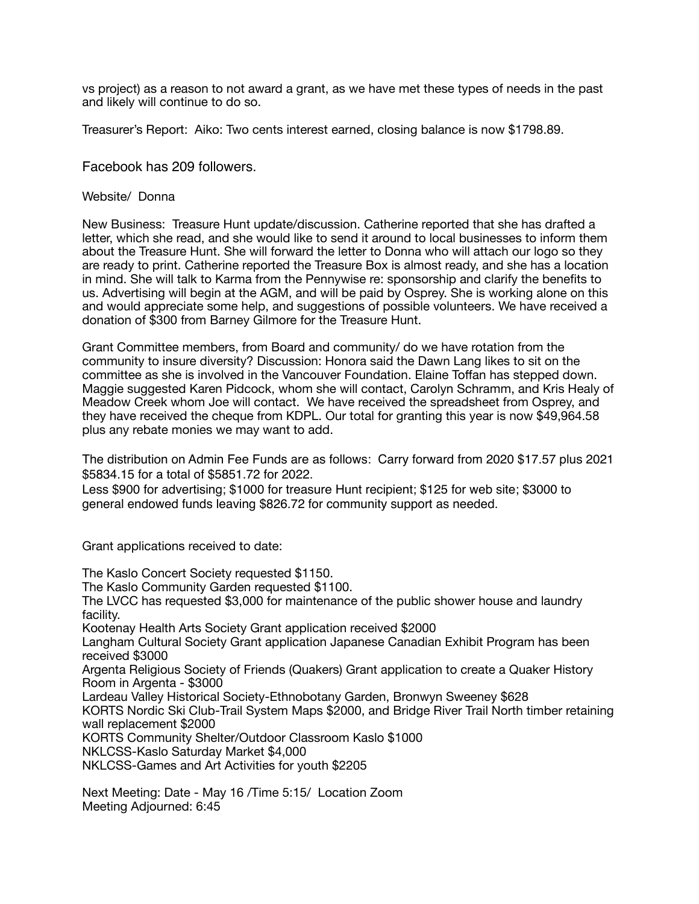vs project) as a reason to not award a grant, as we have met these types of needs in the past and likely will continue to do so.

Treasurer's Report: Aiko: Two cents interest earned, closing balance is now $1798.89.

Facebook has 209 followers.

Website/ Donna

New Business: Treasure Hunt update/discussion. Catherine reported that she has drafted a letter, which she read, and she would like to send it around to local businesses to inform them about the Treasure Hunt. She will forward the letter to Donna who will attach our logo so they are ready to print. Catherine reported the Treasure Box is almost ready, and she has a location in mind. She will talk to Karma from the Pennywise re: sponsorship and clarify the benefits to us. Advertising will begin at the AGM, and will be paid by Osprey. She is working alone on this and would appreciate some help, and suggestions of possible volunteers. We have received a donation of $300 from Barney Gilmore for the Treasure Hunt.

Grant Committee members, from Board and community/ do we have rotation from the community to insure diversity? Discussion: Honora said the Dawn Lang likes to sit on the committee as she is involved in the Vancouver Foundation. Elaine Toffan has stepped down. Maggie suggested Karen Pidcock, whom she will contact, Carolyn Schramm, and Kris Healy of Meadow Creek whom Joe will contact. We have received the spreadsheet from Osprey, and they have received the cheque from KDPL. Our total for granting this year is now $49,964.58 plus any rebate monies we may want to add.

The distribution on Admin Fee Funds are as follows: Carry forward from 2020 $17.57 plus 2021 $5834.15 for a total of $5851.72 for 2022.
Less $900 for advertising; $1000 for treasure Hunt recipient; $125 for web site; $3000 to general endowed funds leaving $826.72 for community support as needed.

Grant applications received to date:

The Kaslo Concert Society requested $1150.
The Kaslo Community Garden requested $1100.
The LVCC has requested $3,000 for maintenance of the public shower house and laundry facility.
Kootenay Health Arts Society Grant application received $2000
Langham Cultural Society Grant application Japanese Canadian Exhibit Program has been received $3000
Argenta Religious Society of Friends (Quakers) Grant application to create a Quaker History Room in Argenta - $3000
Lardeau Valley Historical Society-Ethnobotany Garden, Bronwyn Sweeney $628
KORTS Nordic Ski Club-Trail System Maps $2000, and Bridge River Trail North timber retaining wall replacement $2000
KORTS Community Shelter/Outdoor Classroom Kaslo $1000
NKLCSS-Kaslo Saturday Market $4,000
NKLCSS-Games and Art Activities for youth $2205

Next Meeting: Date - May 16 /Time 5:15/ Location Zoom
Meeting Adjourned: 6:45